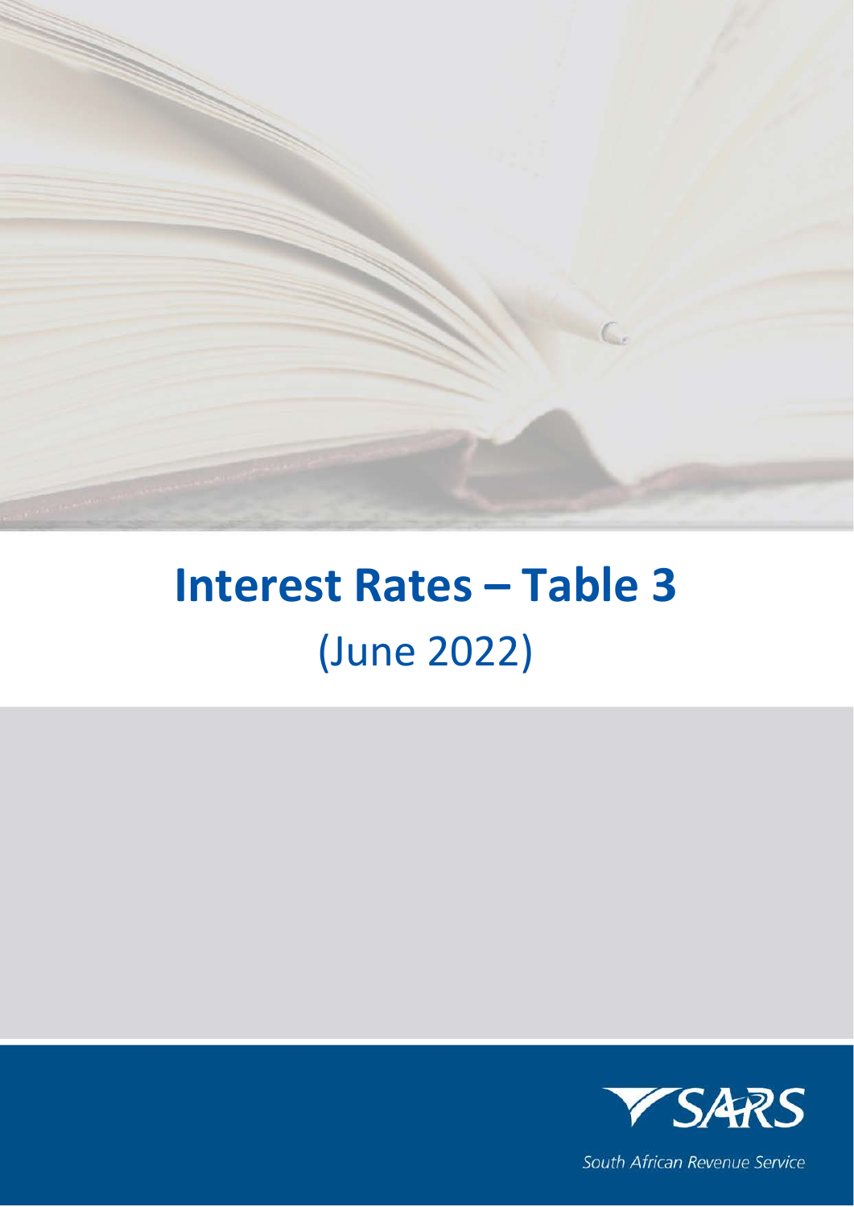# Interest Rates – Table 3

(June 2022)

South African Revenue Service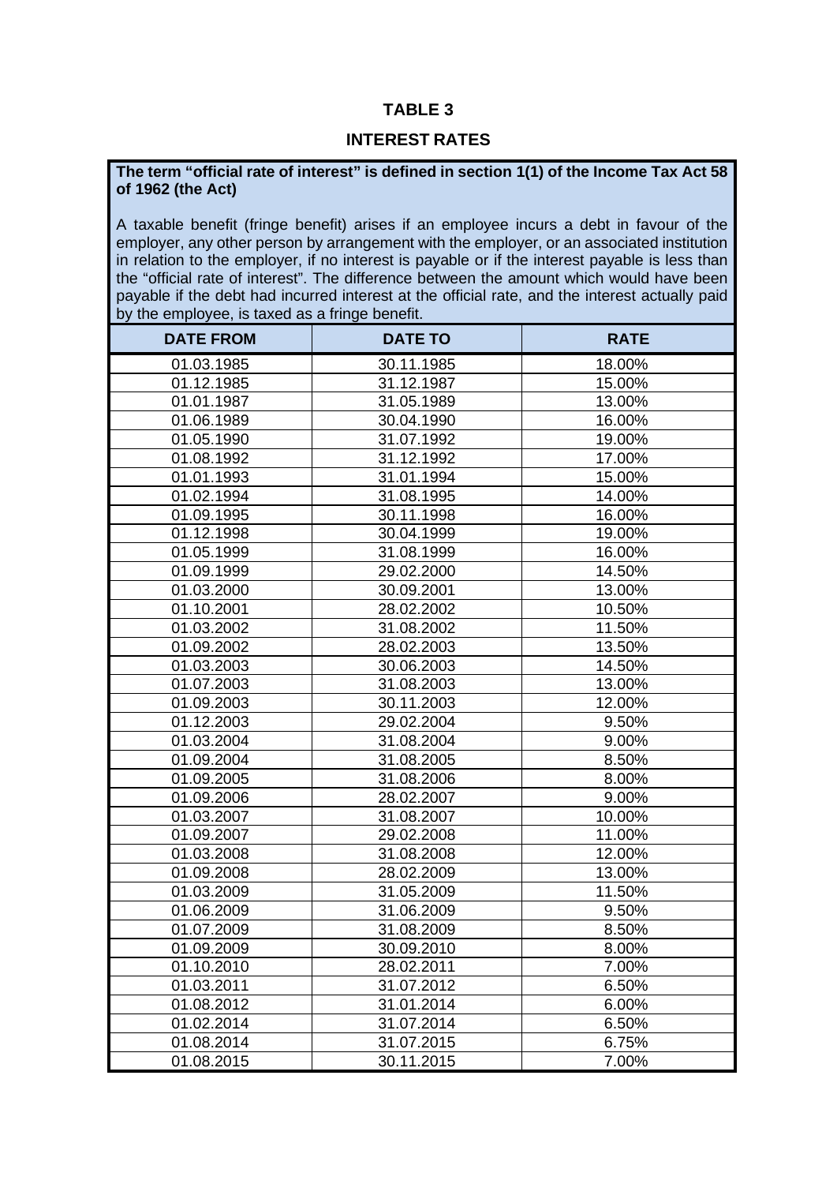# TABLE 3

## INTEREST RATES

**The term "official rate of interest" is defined in section 1(1) of the Income Tax Act 58 of 1962 (the Act)**

A taxable benefit (fringe benefit) arises if an employee incurs a debt in favour of the employer, any other person by arrangement with the employer, or an associated institution in relation to the employer, if no interest is payable or if the interest payable is less than the "official rate of interest". The difference between the amount which would have been payable if the debt had incurred interest at the official rate, and the interest actually paid by the employee, is taxed as a fringe benefit.

| DATE FROM | DATE TO | RATE |
|---|---|---|
| 01.03.1985 | 30.11.1985 | 18.00% |
| 01.12.1985 | 31.12.1987 | 15.00% |
| 01.01.1987 | 31.05.1989 | 13.00% |
| 01.06.1989 | 30.04.1990 | 16.00% |
| 01.05.1990 | 31.07.1992 | 19.00% |
| 01.08.1992 | 31.12.1992 | 17.00% |
| 01.01.1993 | 31.01.1994 | 15.00% |
| 01.02.1994 | 31.08.1995 | 14.00% |
| 01.09.1995 | 30.11.1998 | 16.00% |
| 01.12.1998 | 30.04.1999 | 19.00% |
| 01.05.1999 | 31.08.1999 | 16.00% |
| 01.09.1999 | 29.02.2000 | 14.50% |
| 01.03.2000 | 30.09.2001 | 13.00% |
| 01.10.2001 | 28.02.2002 | 10.50% |
| 01.03.2002 | 31.08.2002 | 11.50% |
| 01.09.2002 | 28.02.2003 | 13.50% |
| 01.03.2003 | 30.06.2003 | 14.50% |
| 01.07.2003 | 31.08.2003 | 13.00% |
| 01.09.2003 | 30.11.2003 | 12.00% |
| 01.12.2003 | 29.02.2004 | 9.50% |
| 01.03.2004 | 31.08.2004 | 9.00% |
| 01.09.2004 | 31.08.2005 | 8.50% |
| 01.09.2005 | 31.08.2006 | 8.00% |
| 01.09.2006 | 28.02.2007 | 9.00% |
| 01.03.2007 | 31.08.2007 | 10.00% |
| 01.09.2007 | 29.02.2008 | 11.00% |
| 01.03.2008 | 31.08.2008 | 12.00% |
| 01.09.2008 | 28.02.2009 | 13.00% |
| 01.03.2009 | 31.05.2009 | 11.50% |
| 01.06.2009 | 31.06.2009 | 9.50% |
| 01.07.2009 | 31.08.2009 | 8.50% |
| 01.09.2009 | 30.09.2010 | 8.00% |
| 01.10.2010 | 28.02.2011 | 7.00% |
| 01.03.2011 | 31.07.2012 | 6.50% |
| 01.08.2012 | 31.01.2014 | 6.00% |
| 01.02.2014 | 31.07.2014 | 6.50% |
| 01.08.2014 | 31.07.2015 | 6.75% |
| 01.08.2015 | 30.11.2015 | 7.00% |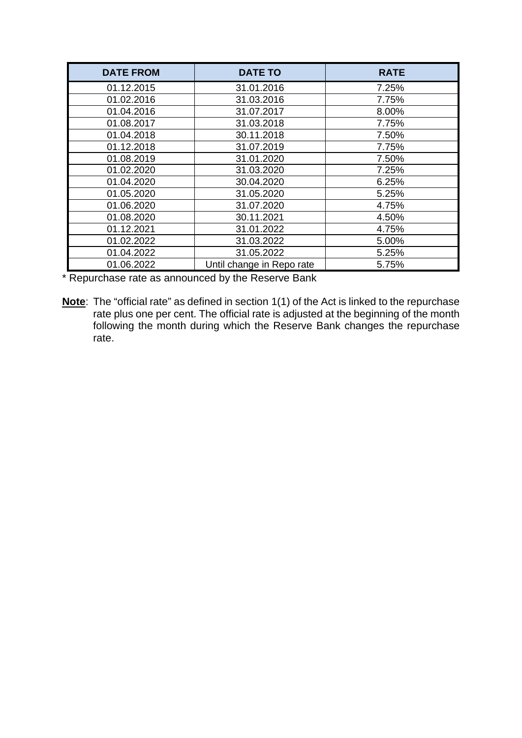| DATE FROM | DATE TO | RATE |
|---|---|---|
| 01.12.2015 | 31.01.2016 | 7.25% |
| 01.02.2016 | 31.03.2016 | 7.75% |
| 01.04.2016 | 31.07.2017 | 8.00% |
| 01.08.2017 | 31.03.2018 | 7.75% |
| 01.04.2018 | 30.11.2018 | 7.50% |
| 01.12.2018 | 31.07.2019 | 7.75% |
| 01.08.2019 | 31.01.2020 | 7.50% |
| 01.02.2020 | 31.03.2020 | 7.25% |
| 01.04.2020 | 30.04.2020 | 6.25% |
| 01.05.2020 | 31.05.2020 | 5.25% |
| 01.06.2020 | 31.07.2020 | 4.75% |
| 01.08.2020 | 30.11.2021 | 4.50% |
| 01.12.2021 | 31.01.2022 | 4.75% |
| 01.02.2022 | 31.03.2022 | 5.00% |
| 01.04.2022 | 31.05.2022 | 5.25% |
| 01.06.2022 | Until change in Repo rate | 5.75% |

* Repurchase rate as announced by the Reserve Bank

**Note**: The "official rate" as defined in section 1(1) of the Act is linked to the repurchase rate plus one per cent. The official rate is adjusted at the beginning of the month following the month during which the Reserve Bank changes the repurchase rate.